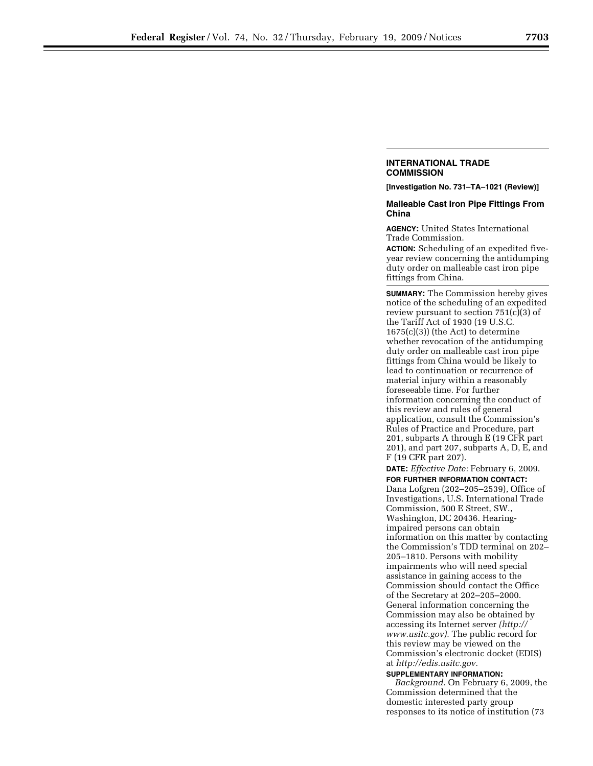## INTERNATIONAL TRADE COMMISSION

**[Investigation No. 731–TA–1021 (Review)]**

### Malleable Cast Iron Pipe Fittings From China

**AGENCY:** United States International Trade Commission.

**ACTION:** Scheduling of an expedited five-year review concerning the antidumping duty order on malleable cast iron pipe fittings from China.

---

**SUMMARY:** The Commission hereby gives notice of the scheduling of an expedited review pursuant to section 751(c)(3) of the Tariff Act of 1930 (19 U.S.C. 1675(c)(3)) (the Act) to determine whether revocation of the antidumping duty order on malleable cast iron pipe fittings from China would be likely to lead to continuation or recurrence of material injury within a reasonably foreseeable time. For further information concerning the conduct of this review and rules of general application, consult the Commission's Rules of Practice and Procedure, part 201, subparts A through E (19 CFR part 201), and part 207, subparts A, D, E, and F (19 CFR part 207).

**DATE:** *Effective Date:* February 6, 2009.

**FOR FURTHER INFORMATION CONTACT:** Dana Lofgren (202–205–2539), Office of Investigations, U.S. International Trade Commission, 500 E Street, SW., Washington, DC 20436. Hearing-impaired persons can obtain information on this matter by contacting the Commission's TDD terminal on 202–205–1810. Persons with mobility impairments who will need special assistance in gaining access to the Commission should contact the Office of the Secretary at 202–205–2000. General information concerning the Commission may also be obtained by accessing its Internet server *(http://www.usitc.gov)*. The public record for this review may be viewed on the Commission's electronic docket (EDIS) at *http://edis.usitc.gov*.

**SUPPLEMENTARY INFORMATION:**

*Background.* On February 6, 2009, the Commission determined that the domestic interested party group responses to its notice of institution (73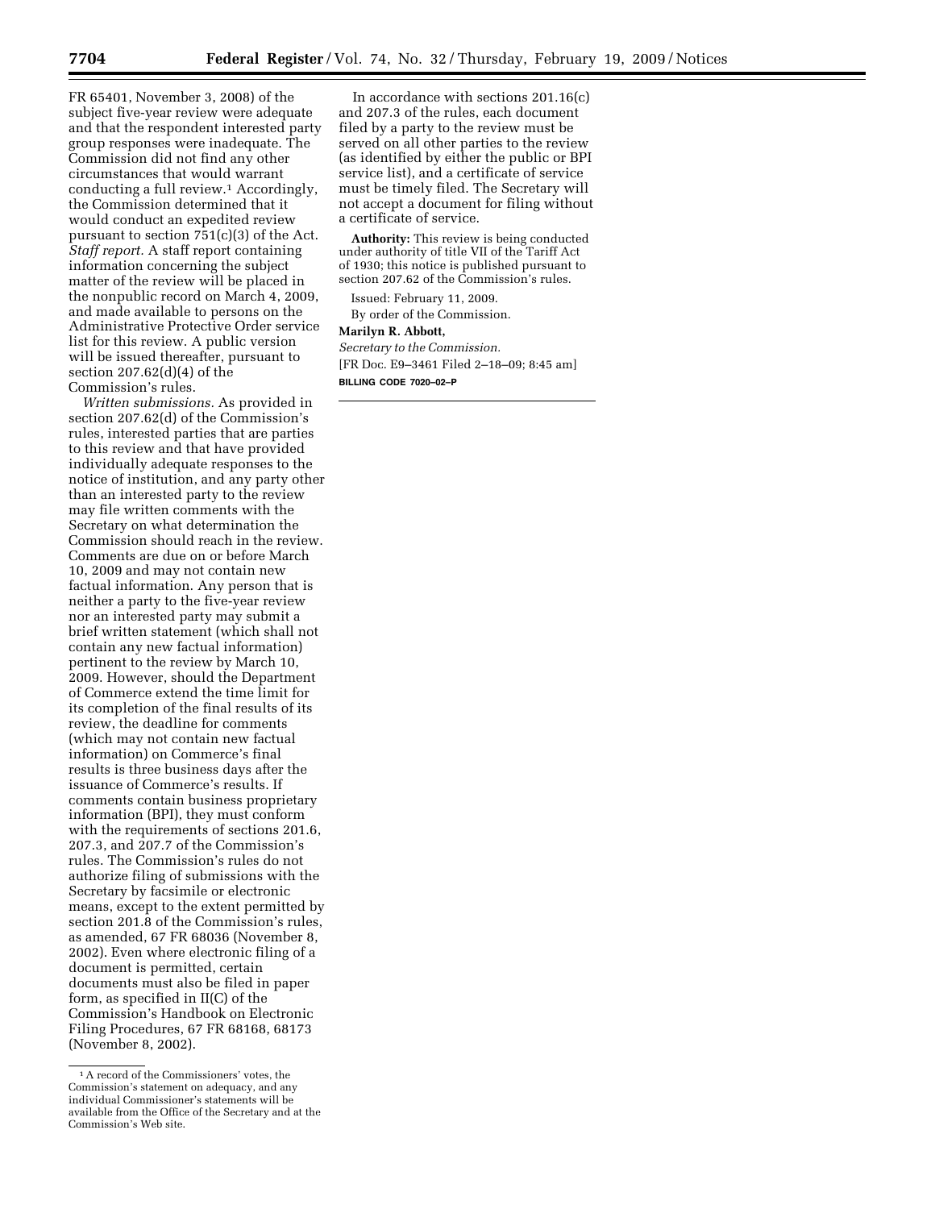FR 65401, November 3, 2008) of the subject five-year review were adequate and that the respondent interested party group responses were inadequate. The Commission did not find any other circumstances that would warrant conducting a full review.[1] Accordingly, the Commission determined that it would conduct an expedited review pursuant to section 751(c)(3) of the Act.

*Staff report.* A staff report containing information concerning the subject matter of the review will be placed in the nonpublic record on March 4, 2009, and made available to persons on the Administrative Protective Order service list for this review. A public version will be issued thereafter, pursuant to section 207.62(d)(4) of the Commission's rules.

*Written submissions.* As provided in section 207.62(d) of the Commission's rules, interested parties that are parties to this review and that have provided individually adequate responses to the notice of institution, and any party other than an interested party to the review may file written comments with the Secretary on what determination the Commission should reach in the review. Comments are due on or before March 10, 2009 and may not contain new factual information. Any person that is neither a party to the five-year review nor an interested party may submit a brief written statement (which shall not contain any new factual information) pertinent to the review by March 10, 2009. However, should the Department of Commerce extend the time limit for its completion of the final results of its review, the deadline for comments (which may not contain new factual information) on Commerce's final results is three business days after the issuance of Commerce's results. If comments contain business proprietary information (BPI), they must conform with the requirements of sections 201.6, 207.3, and 207.7 of the Commission's rules. The Commission's rules do not authorize filing of submissions with the Secretary by facsimile or electronic means, except to the extent permitted by section 201.8 of the Commission's rules, as amended, 67 FR 68036 (November 8, 2002). Even where electronic filing of a document is permitted, certain documents must also be filed in paper form, as specified in II(C) of the Commission's Handbook on Electronic Filing Procedures, 67 FR 68168, 68173 (November 8, 2002).

[1] A record of the Commissioners' votes, the Commission's statement on adequacy, and any individual Commissioner's statements will be available from the Office of the Secretary and at the Commission's Web site.

In accordance with sections 201.16(c) and 207.3 of the rules, each document filed by a party to the review must be served on all other parties to the review (as identified by either the public or BPI service list), and a certificate of service must be timely filed. The Secretary will not accept a document for filing without a certificate of service.

**Authority:** This review is being conducted under authority of title VII of the Tariff Act of 1930; this notice is published pursuant to section 207.62 of the Commission's rules.

Issued: February 11, 2009.

By order of the Commission.

**Marilyn R. Abbott,**

*Secretary to the Commission.*

[FR Doc. E9–3461 Filed 2–18–09; 8:45 am]

**BILLING CODE 7020–02–P**